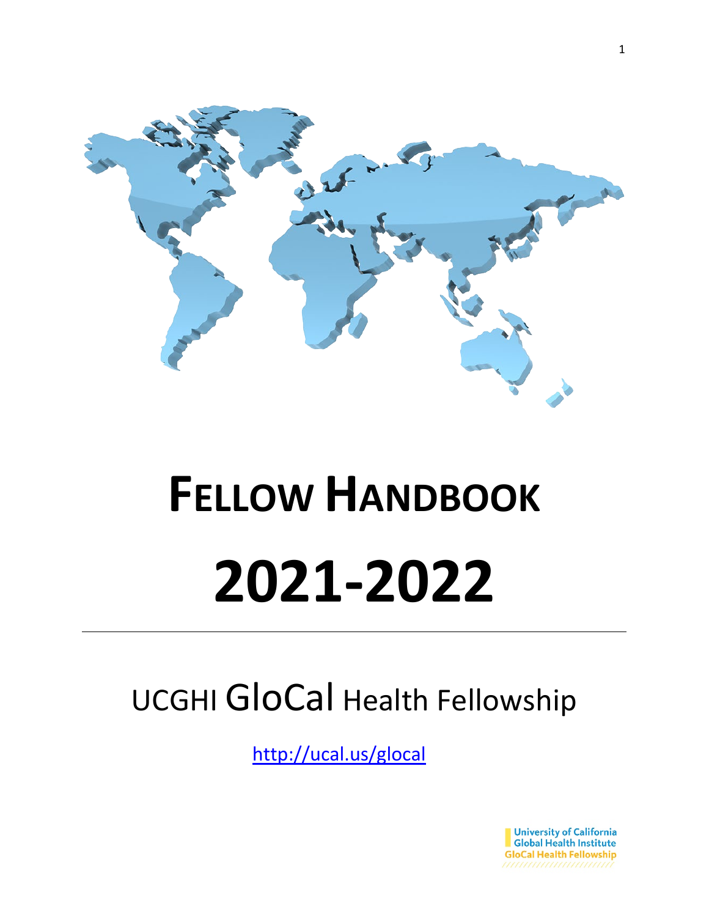# FELLOW HANDBOOK

# 2021-2022

---

## UCGHI GloCal Health Fellowship

http://ucal.us/glocal

University of California
Global Health Institute
GloCal Health Fellowship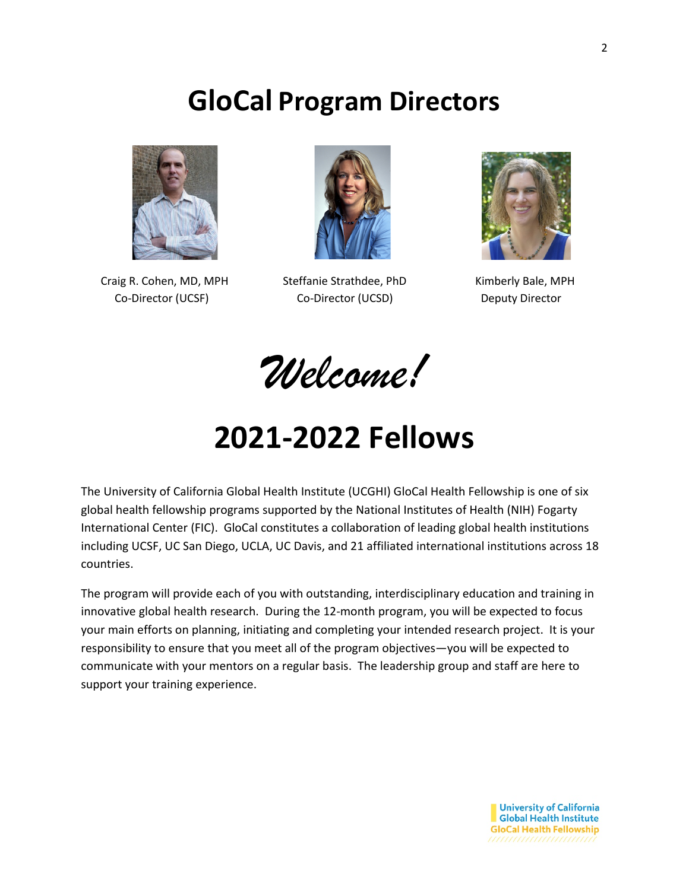# GloCal Program Directors

Craig R. Cohen, MD, MPH
Co-Director (UCSF)

Steffanie Strathdee, PhD
Co-Director (UCSD)

Kimberly Bale, MPH
Deputy Director

*Welcome!*

# 2021-2022 Fellows

The University of California Global Health Institute (UCGHI) GloCal Health Fellowship is one of six global health fellowship programs supported by the National Institutes of Health (NIH) Fogarty International Center (FIC). GloCal constitutes a collaboration of leading global health institutions including UCSF, UC San Diego, UCLA, UC Davis, and 21 affiliated international institutions across 18 countries.

The program will provide each of you with outstanding, interdisciplinary education and training in innovative global health research. During the 12-month program, you will be expected to focus your main efforts on planning, initiating and completing your intended research project. It is your responsibility to ensure that you meet all of the program objectives—you will be expected to communicate with your mentors on a regular basis. The leadership group and staff are here to support your training experience.

University of California
Global Health Institute
GloCal Health Fellowship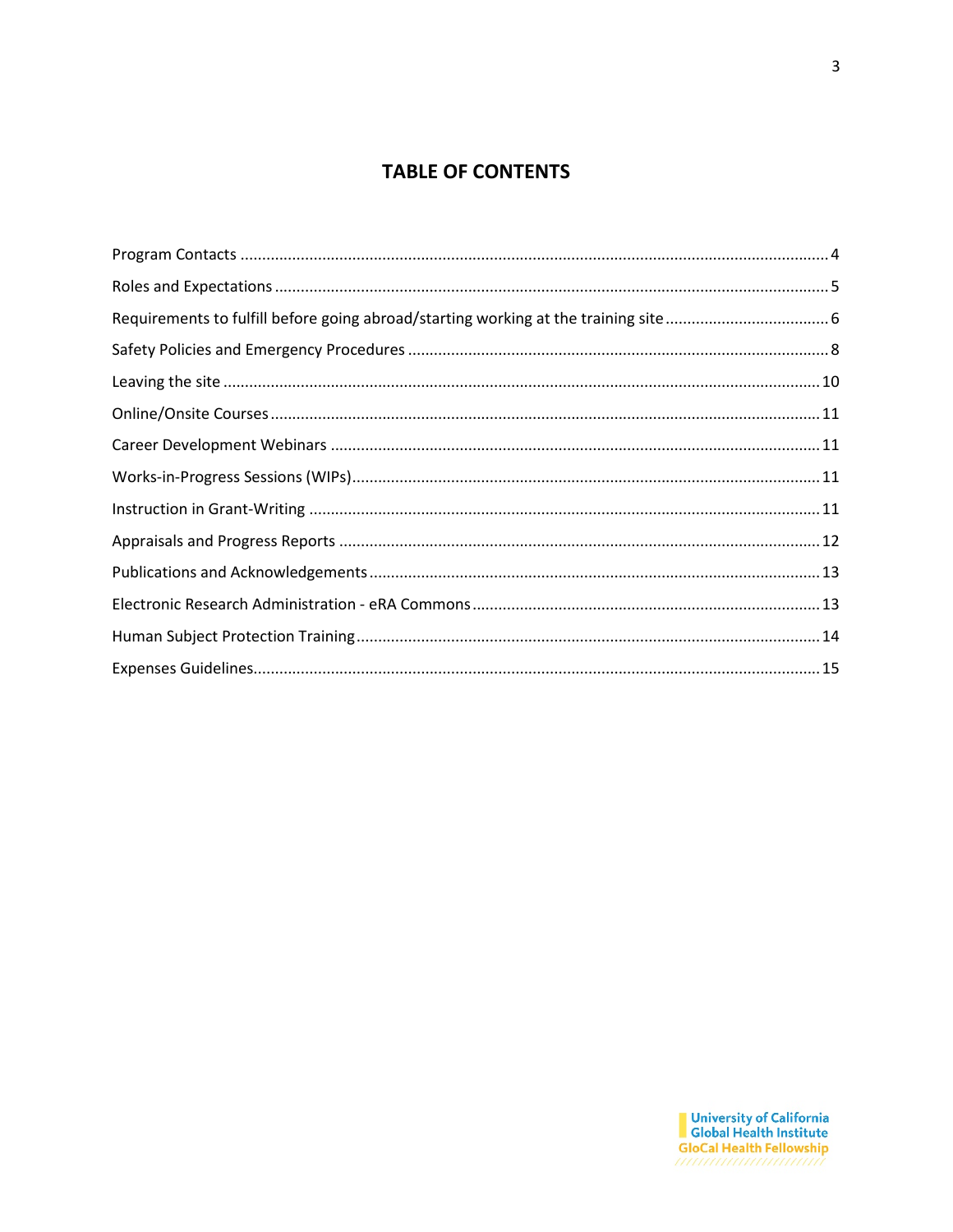# TABLE OF CONTENTS

Program Contacts ........ 4

Roles and Expectations ........ 5

Requirements to fulfill before going abroad/starting working at the training site ........ 6

Safety Policies and Emergency Procedures ........ 8

Leaving the site ........ 10

Online/Onsite Courses ........ 11

Career Development Webinars ........ 11

Works-in-Progress Sessions (WIPs) ........ 11

Instruction in Grant-Writing ........ 11

Appraisals and Progress Reports ........ 12

Publications and Acknowledgements ........ 13

Electronic Research Administration - eRA Commons ........ 13

Human Subject Protection Training ........ 14

Expenses Guidelines ........ 15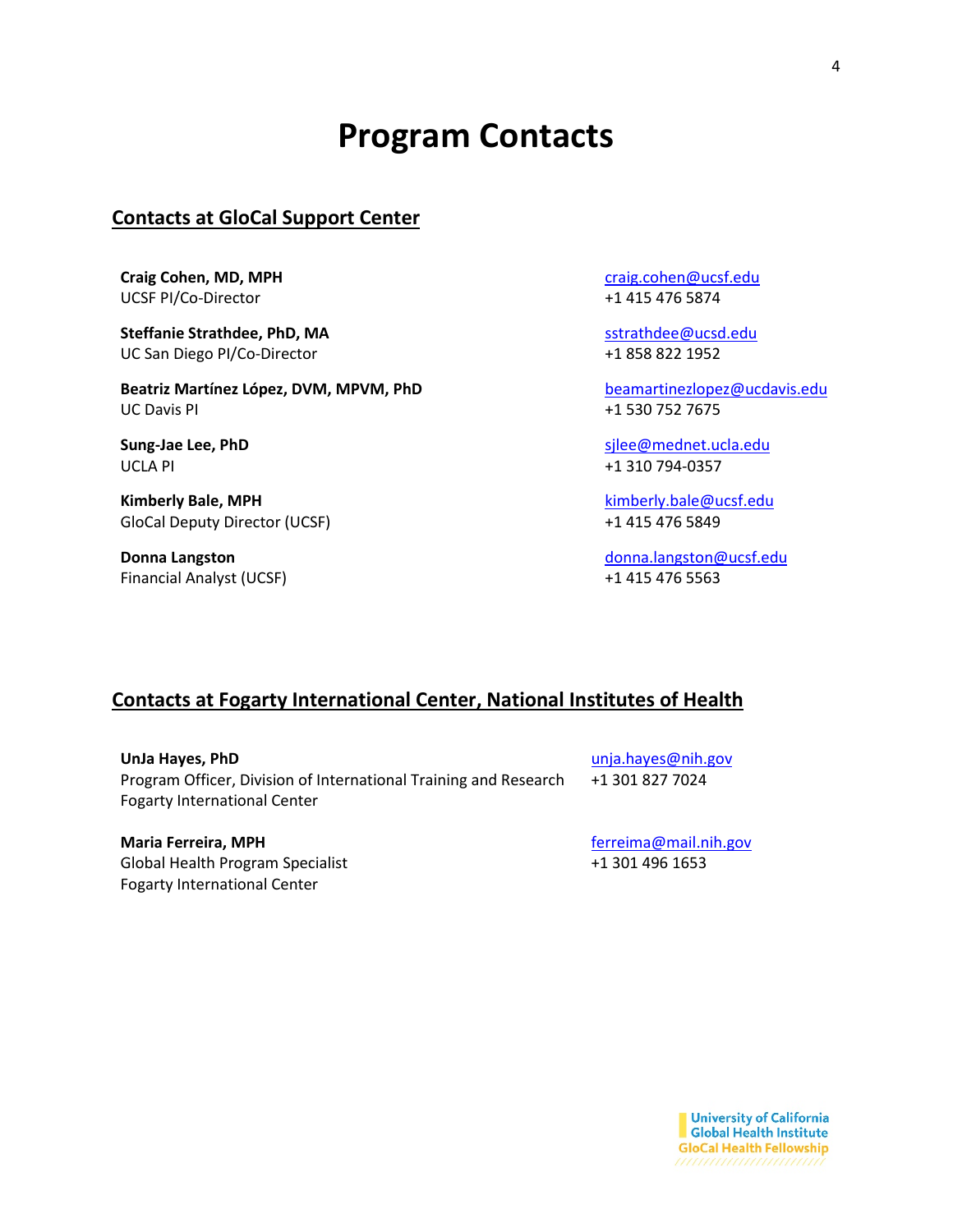# Program Contacts

## Contacts at GloCal Support Center

**Craig Cohen, MD, MPH**
UCSF PI/Co-Director
craig.cohen@ucsf.edu
+1 415 476 5874

**Steffanie Strathdee, PhD, MA**
UC San Diego PI/Co-Director
sstrathdee@ucsd.edu
+1 858 822 1952

**Beatriz Martínez López, DVM, MPVM, PhD**
UC Davis PI
beamartinezlopez@ucdavis.edu
+1 530 752 7675

**Sung-Jae Lee, PhD**
UCLA PI
sjlee@mednet.ucla.edu
+1 310 794-0357

**Kimberly Bale, MPH**
GloCal Deputy Director (UCSF)
kimberly.bale@ucsf.edu
+1 415 476 5849

**Donna Langston**
Financial Analyst (UCSF)
donna.langston@ucsf.edu
+1 415 476 5563

## Contacts at Fogarty International Center, National Institutes of Health

**UnJa Hayes, PhD**
Program Officer, Division of International Training and Research
Fogarty International Center
unja.hayes@nih.gov
+1 301 827 7024

**Maria Ferreira, MPH**
Global Health Program Specialist
Fogarty International Center
ferreima@mail.nih.gov
+1 301 496 1653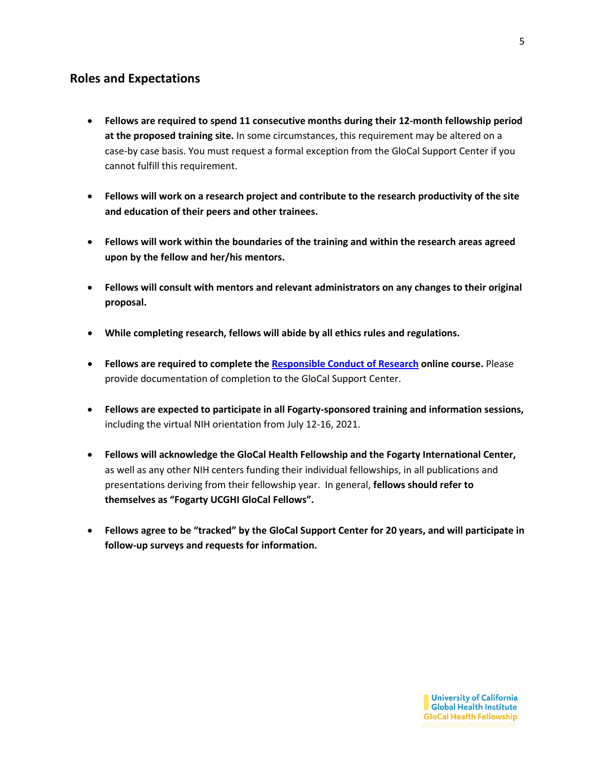## Roles and Expectations

- **Fellows are required to spend 11 consecutive months during their 12-month fellowship period at the proposed training site.** In some circumstances, this requirement may be altered on a case-by case basis. You must request a formal exception from the GloCal Support Center if you cannot fulfill this requirement.

- **Fellows will work on a research project and contribute to the research productivity of the site and education of their peers and other trainees.**

- **Fellows will work within the boundaries of the training and within the research areas agreed upon by the fellow and her/his mentors.**

- **Fellows will consult with mentors and relevant administrators on any changes to their original proposal.**

- **While completing research, fellows will abide by all ethics rules and regulations.**

- **Fellows are required to complete the [Responsible Conduct of Research](Responsible Conduct of Research) online course.** Please provide documentation of completion to the GloCal Support Center.

- **Fellows are expected to participate in all Fogarty-sponsored training and information sessions,** including the virtual NIH orientation from July 12-16, 2021.

- **Fellows will acknowledge the GloCal Health Fellowship and the Fogarty International Center,** as well as any other NIH centers funding their individual fellowships, in all publications and presentations deriving from their fellowship year. In general, **fellows should refer to themselves as "Fogarty UCGHI GloCal Fellows".**

- **Fellows agree to be "tracked" by the GloCal Support Center for 20 years, and will participate in follow-up surveys and requests for information.**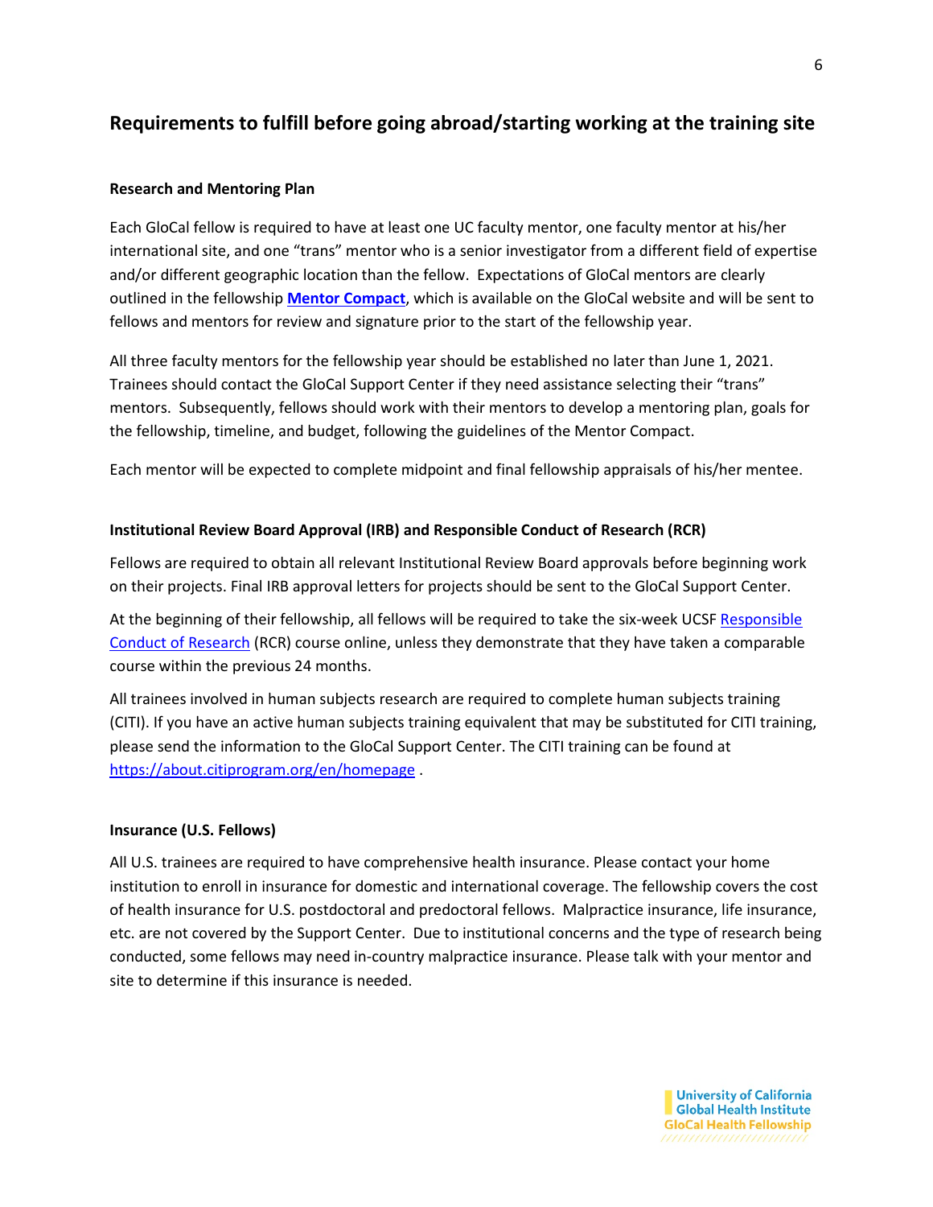## Requirements to fulfill before going abroad/starting working at the training site

### Research and Mentoring Plan

Each GloCal fellow is required to have at least one UC faculty mentor, one faculty mentor at his/her international site, and one "trans" mentor who is a senior investigator from a different field of expertise and/or different geographic location than the fellow. Expectations of GloCal mentors are clearly outlined in the fellowship **Mentor Compact**, which is available on the GloCal website and will be sent to fellows and mentors for review and signature prior to the start of the fellowship year.

All three faculty mentors for the fellowship year should be established no later than June 1, 2021. Trainees should contact the GloCal Support Center if they need assistance selecting their "trans" mentors. Subsequently, fellows should work with their mentors to develop a mentoring plan, goals for the fellowship, timeline, and budget, following the guidelines of the Mentor Compact.

Each mentor will be expected to complete midpoint and final fellowship appraisals of his/her mentee.

### Institutional Review Board Approval (IRB) and Responsible Conduct of Research (RCR)

Fellows are required to obtain all relevant Institutional Review Board approvals before beginning work on their projects. Final IRB approval letters for projects should be sent to the GloCal Support Center.

At the beginning of their fellowship, all fellows will be required to take the six-week UCSF Responsible Conduct of Research (RCR) course online, unless they demonstrate that they have taken a comparable course within the previous 24 months.

All trainees involved in human subjects research are required to complete human subjects training (CITI). If you have an active human subjects training equivalent that may be substituted for CITI training, please send the information to the GloCal Support Center. The CITI training can be found at https://about.citiprogram.org/en/homepage .

### Insurance (U.S. Fellows)

All U.S. trainees are required to have comprehensive health insurance. Please contact your home institution to enroll in insurance for domestic and international coverage. The fellowship covers the cost of health insurance for U.S. postdoctoral and predoctoral fellows. Malpractice insurance, life insurance, etc. are not covered by the Support Center. Due to institutional concerns and the type of research being conducted, some fellows may need in-country malpractice insurance. Please talk with your mentor and site to determine if this insurance is needed.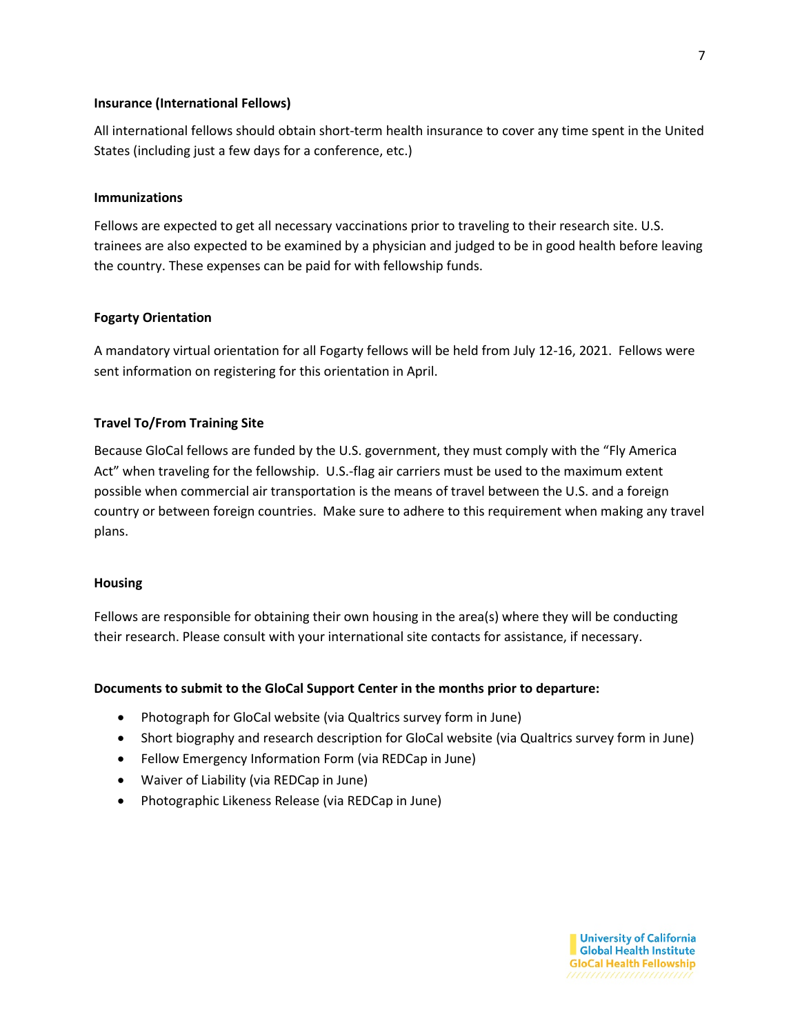**Insurance (International Fellows)**

All international fellows should obtain short-term health insurance to cover any time spent in the United States (including just a few days for a conference, etc.)

**Immunizations**

Fellows are expected to get all necessary vaccinations prior to traveling to their research site. U.S. trainees are also expected to be examined by a physician and judged to be in good health before leaving the country. These expenses can be paid for with fellowship funds.

**Fogarty Orientation**

A mandatory virtual orientation for all Fogarty fellows will be held from July 12-16, 2021. Fellows were sent information on registering for this orientation in April.

**Travel To/From Training Site**

Because GloCal fellows are funded by the U.S. government, they must comply with the "Fly America Act" when traveling for the fellowship. U.S.-flag air carriers must be used to the maximum extent possible when commercial air transportation is the means of travel between the U.S. and a foreign country or between foreign countries. Make sure to adhere to this requirement when making any travel plans.

**Housing**

Fellows are responsible for obtaining their own housing in the area(s) where they will be conducting their research. Please consult with your international site contacts for assistance, if necessary.

**Documents to submit to the GloCal Support Center in the months prior to departure:**

- Photograph for GloCal website (via Qualtrics survey form in June)
- Short biography and research description for GloCal website (via Qualtrics survey form in June)
- Fellow Emergency Information Form (via REDCap in June)
- Waiver of Liability (via REDCap in June)
- Photographic Likeness Release (via REDCap in June)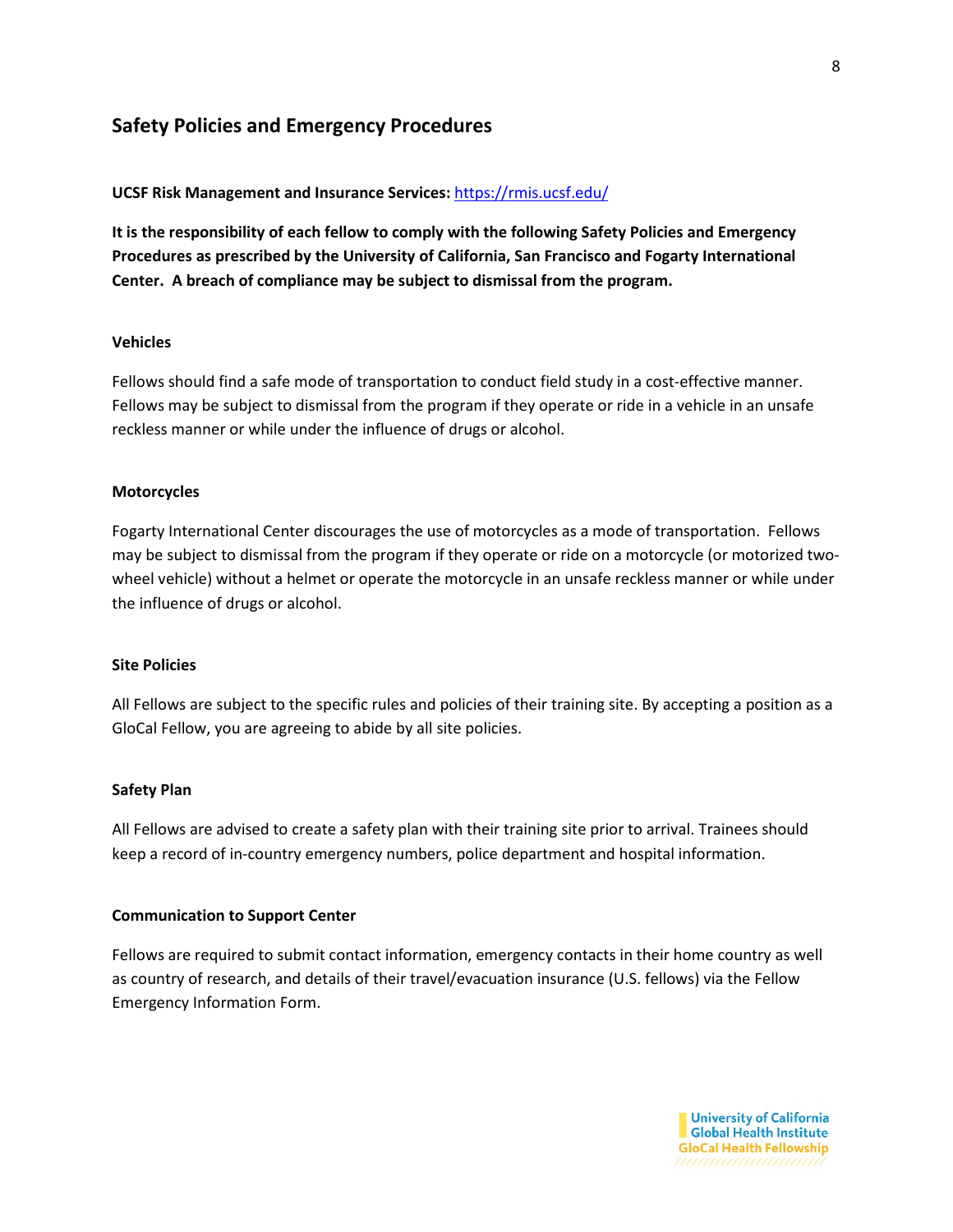## Safety Policies and Emergency Procedures

**UCSF Risk Management and Insurance Services:** https://rmis.ucsf.edu/

**It is the responsibility of each fellow to comply with the following Safety Policies and Emergency Procedures as prescribed by the University of California, San Francisco and Fogarty International Center. A breach of compliance may be subject to dismissal from the program.**

### Vehicles

Fellows should find a safe mode of transportation to conduct field study in a cost-effective manner. Fellows may be subject to dismissal from the program if they operate or ride in a vehicle in an unsafe reckless manner or while under the influence of drugs or alcohol.

### Motorcycles

Fogarty International Center discourages the use of motorcycles as a mode of transportation. Fellows may be subject to dismissal from the program if they operate or ride on a motorcycle (or motorized two-wheel vehicle) without a helmet or operate the motorcycle in an unsafe reckless manner or while under the influence of drugs or alcohol.

### Site Policies

All Fellows are subject to the specific rules and policies of their training site. By accepting a position as a GloCal Fellow, you are agreeing to abide by all site policies.

### Safety Plan

All Fellows are advised to create a safety plan with their training site prior to arrival. Trainees should keep a record of in-country emergency numbers, police department and hospital information.

### Communication to Support Center

Fellows are required to submit contact information, emergency contacts in their home country as well as country of research, and details of their travel/evacuation insurance (U.S. fellows) via the Fellow Emergency Information Form.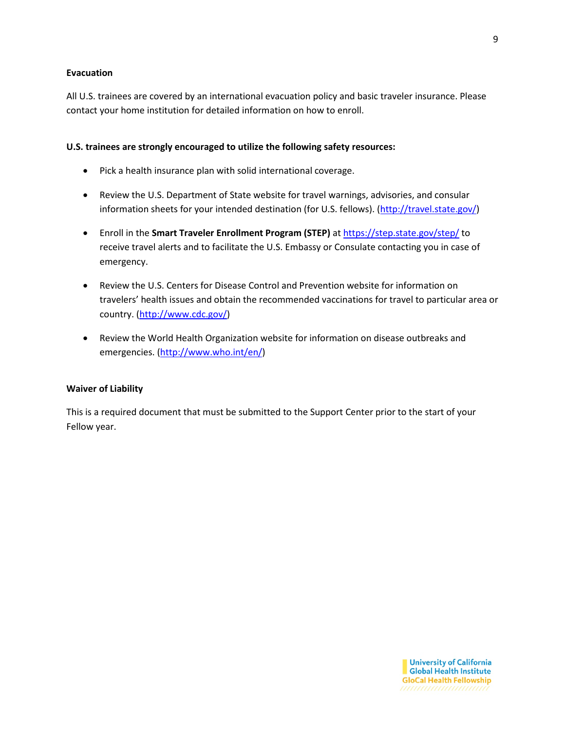**Evacuation**

All U.S. trainees are covered by an international evacuation policy and basic traveler insurance. Please contact your home institution for detailed information on how to enroll.

**U.S. trainees are strongly encouraged to utilize the following safety resources:**

- Pick a health insurance plan with solid international coverage.
- Review the U.S. Department of State website for travel warnings, advisories, and consular information sheets for your intended destination (for U.S. fellows). (http://travel.state.gov/)
- Enroll in the **Smart Traveler Enrollment Program (STEP)** at https://step.state.gov/step/ to receive travel alerts and to facilitate the U.S. Embassy or Consulate contacting you in case of emergency.
- Review the U.S. Centers for Disease Control and Prevention website for information on travelers' health issues and obtain the recommended vaccinations for travel to particular area or country. (http://www.cdc.gov/)
- Review the World Health Organization website for information on disease outbreaks and emergencies. (http://www.who.int/en/)

**Waiver of Liability**

This is a required document that must be submitted to the Support Center prior to the start of your Fellow year.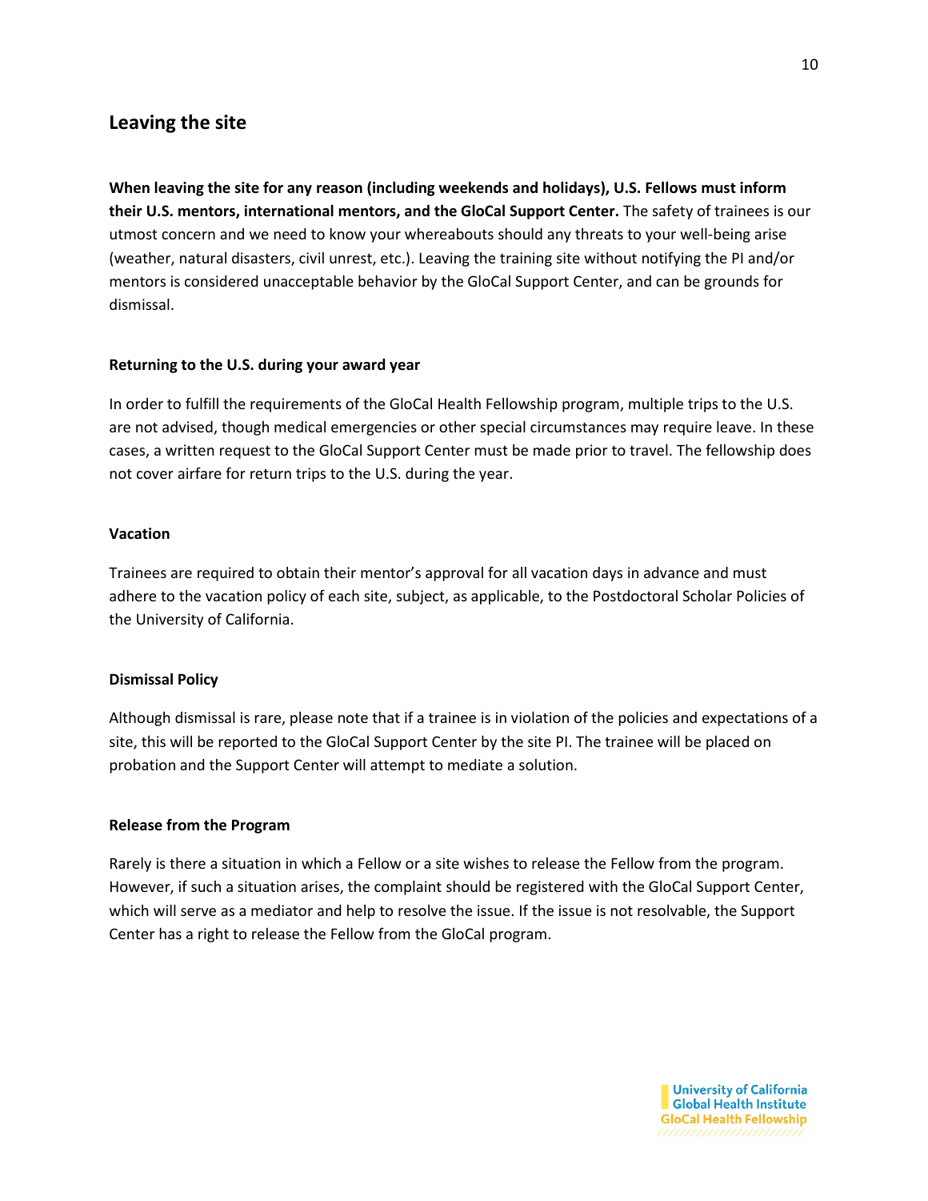## Leaving the site

**When leaving the site for any reason (including weekends and holidays), U.S. Fellows must inform their U.S. mentors, international mentors, and the GloCal Support Center.** The safety of trainees is our utmost concern and we need to know your whereabouts should any threats to your well-being arise (weather, natural disasters, civil unrest, etc.). Leaving the training site without notifying the PI and/or mentors is considered unacceptable behavior by the GloCal Support Center, and can be grounds for dismissal.

### Returning to the U.S. during your award year

In order to fulfill the requirements of the GloCal Health Fellowship program, multiple trips to the U.S. are not advised, though medical emergencies or other special circumstances may require leave. In these cases, a written request to the GloCal Support Center must be made prior to travel. The fellowship does not cover airfare for return trips to the U.S. during the year.

### Vacation

Trainees are required to obtain their mentor's approval for all vacation days in advance and must adhere to the vacation policy of each site, subject, as applicable, to the Postdoctoral Scholar Policies of the University of California.

### Dismissal Policy

Although dismissal is rare, please note that if a trainee is in violation of the policies and expectations of a site, this will be reported to the GloCal Support Center by the site PI. The trainee will be placed on probation and the Support Center will attempt to mediate a solution.

### Release from the Program

Rarely is there a situation in which a Fellow or a site wishes to release the Fellow from the program. However, if such a situation arises, the complaint should be registered with the GloCal Support Center, which will serve as a mediator and help to resolve the issue. If the issue is not resolvable, the Support Center has a right to release the Fellow from the GloCal program.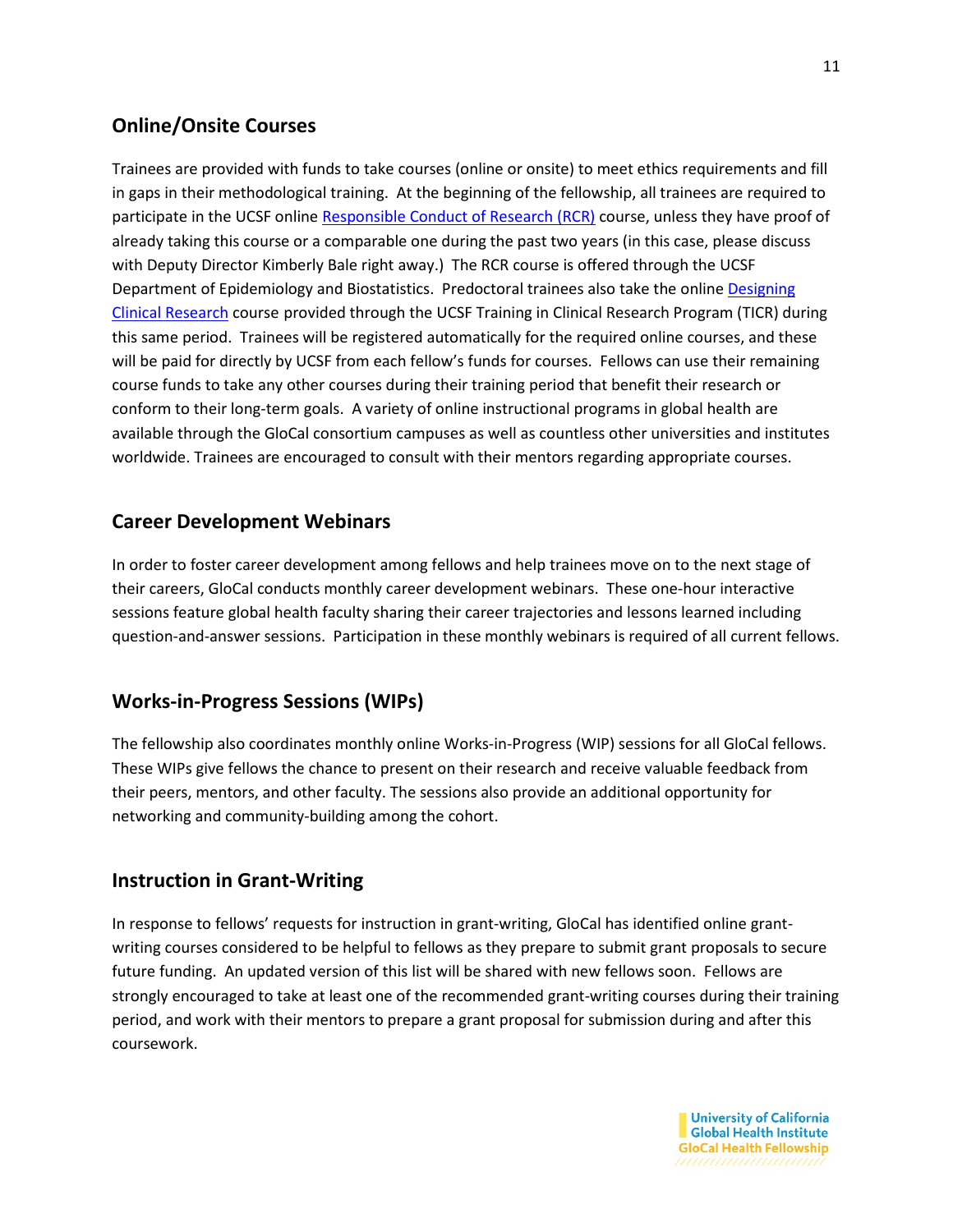## Online/Onsite Courses

Trainees are provided with funds to take courses (online or onsite) to meet ethics requirements and fill in gaps in their methodological training. At the beginning of the fellowship, all trainees are required to participate in the UCSF online Responsible Conduct of Research (RCR) course, unless they have proof of already taking this course or a comparable one during the past two years (in this case, please discuss with Deputy Director Kimberly Bale right away.) The RCR course is offered through the UCSF Department of Epidemiology and Biostatistics. Predoctoral trainees also take the online Designing Clinical Research course provided through the UCSF Training in Clinical Research Program (TICR) during this same period. Trainees will be registered automatically for the required online courses, and these will be paid for directly by UCSF from each fellow's funds for courses. Fellows can use their remaining course funds to take any other courses during their training period that benefit their research or conform to their long-term goals. A variety of online instructional programs in global health are available through the GloCal consortium campuses as well as countless other universities and institutes worldwide. Trainees are encouraged to consult with their mentors regarding appropriate courses.

## Career Development Webinars

In order to foster career development among fellows and help trainees move on to the next stage of their careers, GloCal conducts monthly career development webinars. These one-hour interactive sessions feature global health faculty sharing their career trajectories and lessons learned including question-and-answer sessions. Participation in these monthly webinars is required of all current fellows.

## Works-in-Progress Sessions (WIPs)

The fellowship also coordinates monthly online Works-in-Progress (WIP) sessions for all GloCal fellows. These WIPs give fellows the chance to present on their research and receive valuable feedback from their peers, mentors, and other faculty. The sessions also provide an additional opportunity for networking and community-building among the cohort.

## Instruction in Grant-Writing

In response to fellows' requests for instruction in grant-writing, GloCal has identified online grant-writing courses considered to be helpful to fellows as they prepare to submit grant proposals to secure future funding. An updated version of this list will be shared with new fellows soon. Fellows are strongly encouraged to take at least one of the recommended grant-writing courses during their training period, and work with their mentors to prepare a grant proposal for submission during and after this coursework.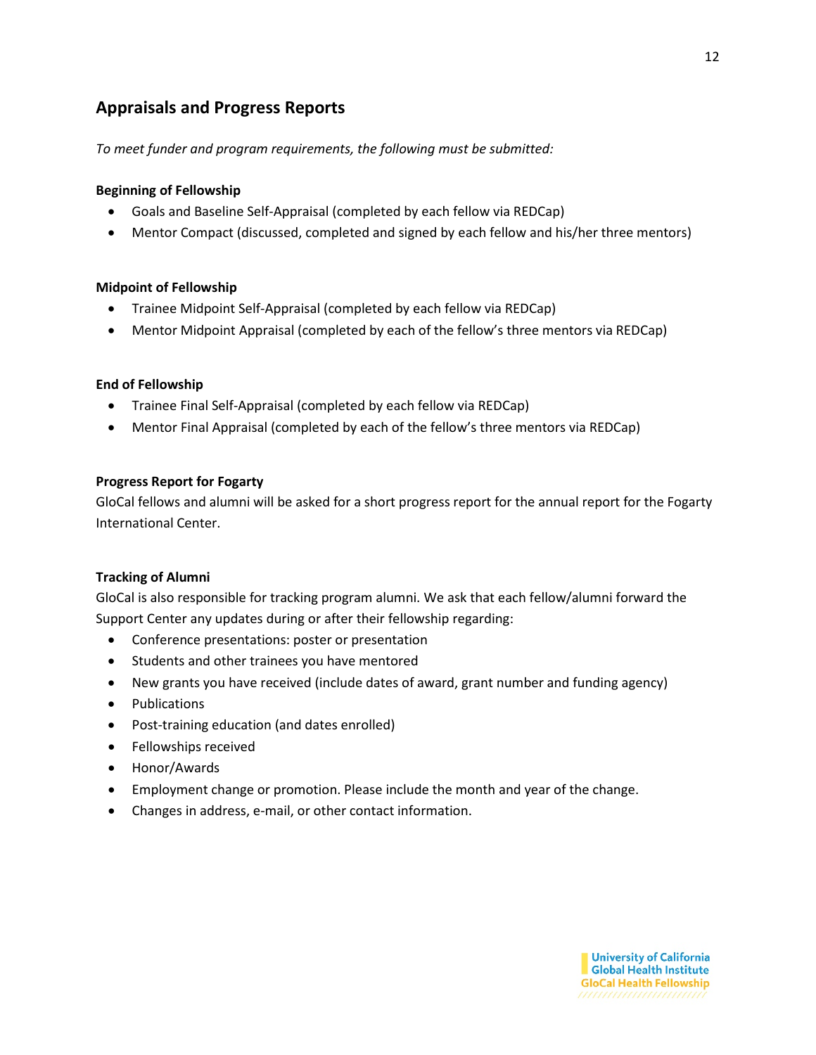## Appraisals and Progress Reports

*To meet funder and program requirements, the following must be submitted:*

**Beginning of Fellowship**

- Goals and Baseline Self-Appraisal (completed by each fellow via REDCap)
- Mentor Compact (discussed, completed and signed by each fellow and his/her three mentors)

**Midpoint of Fellowship**

- Trainee Midpoint Self-Appraisal (completed by each fellow via REDCap)
- Mentor Midpoint Appraisal (completed by each of the fellow's three mentors via REDCap)

**End of Fellowship**

- Trainee Final Self-Appraisal (completed by each fellow via REDCap)
- Mentor Final Appraisal (completed by each of the fellow's three mentors via REDCap)

**Progress Report for Fogarty**

GloCal fellows and alumni will be asked for a short progress report for the annual report for the Fogarty International Center.

**Tracking of Alumni**

GloCal is also responsible for tracking program alumni. We ask that each fellow/alumni forward the Support Center any updates during or after their fellowship regarding:

- Conference presentations: poster or presentation
- Students and other trainees you have mentored
- New grants you have received (include dates of award, grant number and funding agency)
- Publications
- Post-training education (and dates enrolled)
- Fellowships received
- Honor/Awards
- Employment change or promotion. Please include the month and year of the change.
- Changes in address, e-mail, or other contact information.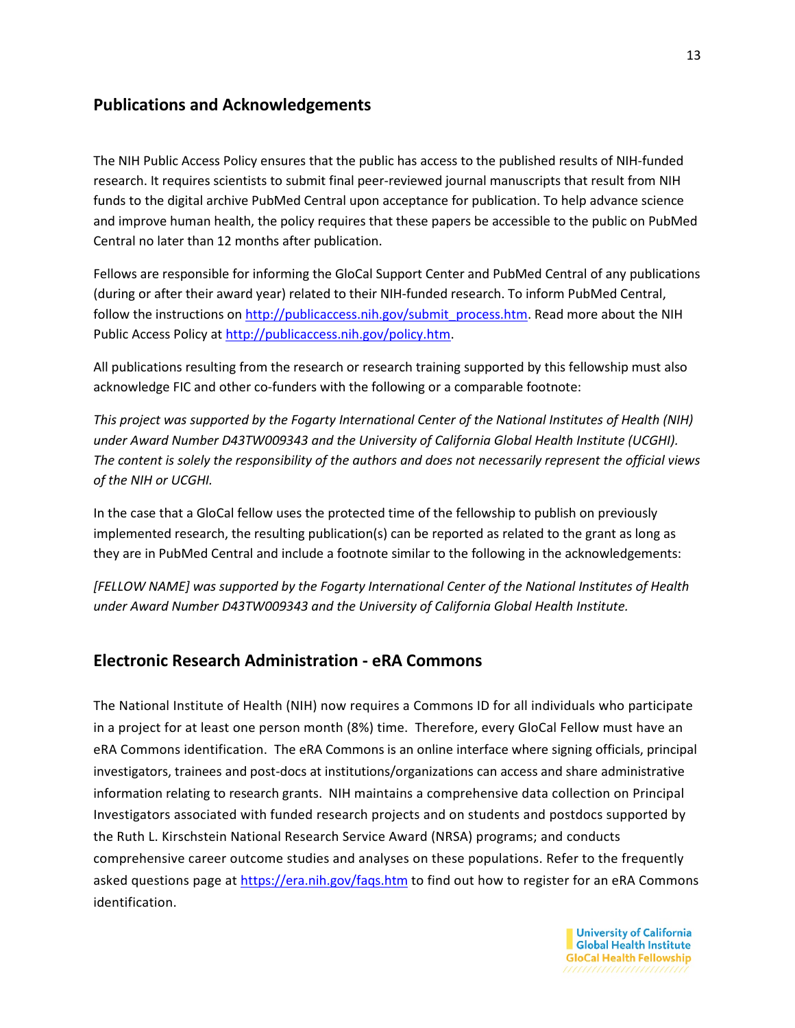## Publications and Acknowledgements

The NIH Public Access Policy ensures that the public has access to the published results of NIH-funded research. It requires scientists to submit final peer-reviewed journal manuscripts that result from NIH funds to the digital archive PubMed Central upon acceptance for publication. To help advance science and improve human health, the policy requires that these papers be accessible to the public on PubMed Central no later than 12 months after publication.

Fellows are responsible for informing the GloCal Support Center and PubMed Central of any publications (during or after their award year) related to their NIH-funded research. To inform PubMed Central, follow the instructions on http://publicaccess.nih.gov/submit_process.htm. Read more about the NIH Public Access Policy at http://publicaccess.nih.gov/policy.htm.

All publications resulting from the research or research training supported by this fellowship must also acknowledge FIC and other co-funders with the following or a comparable footnote:

*This project was supported by the Fogarty International Center of the National Institutes of Health (NIH) under Award Number D43TW009343 and the University of California Global Health Institute (UCGHI). The content is solely the responsibility of the authors and does not necessarily represent the official views of the NIH or UCGHI.*

In the case that a GloCal fellow uses the protected time of the fellowship to publish on previously implemented research, the resulting publication(s) can be reported as related to the grant as long as they are in PubMed Central and include a footnote similar to the following in the acknowledgements:

*[FELLOW NAME] was supported by the Fogarty International Center of the National Institutes of Health under Award Number D43TW009343 and the University of California Global Health Institute.*

## Electronic Research Administration - eRA Commons

The National Institute of Health (NIH) now requires a Commons ID for all individuals who participate in a project for at least one person month (8%) time. Therefore, every GloCal Fellow must have an eRA Commons identification. The eRA Commons is an online interface where signing officials, principal investigators, trainees and post-docs at institutions/organizations can access and share administrative information relating to research grants. NIH maintains a comprehensive data collection on Principal Investigators associated with funded research projects and on students and postdocs supported by the Ruth L. Kirschstein National Research Service Award (NRSA) programs; and conducts comprehensive career outcome studies and analyses on these populations. Refer to the frequently asked questions page at https://era.nih.gov/faqs.htm to find out how to register for an eRA Commons identification.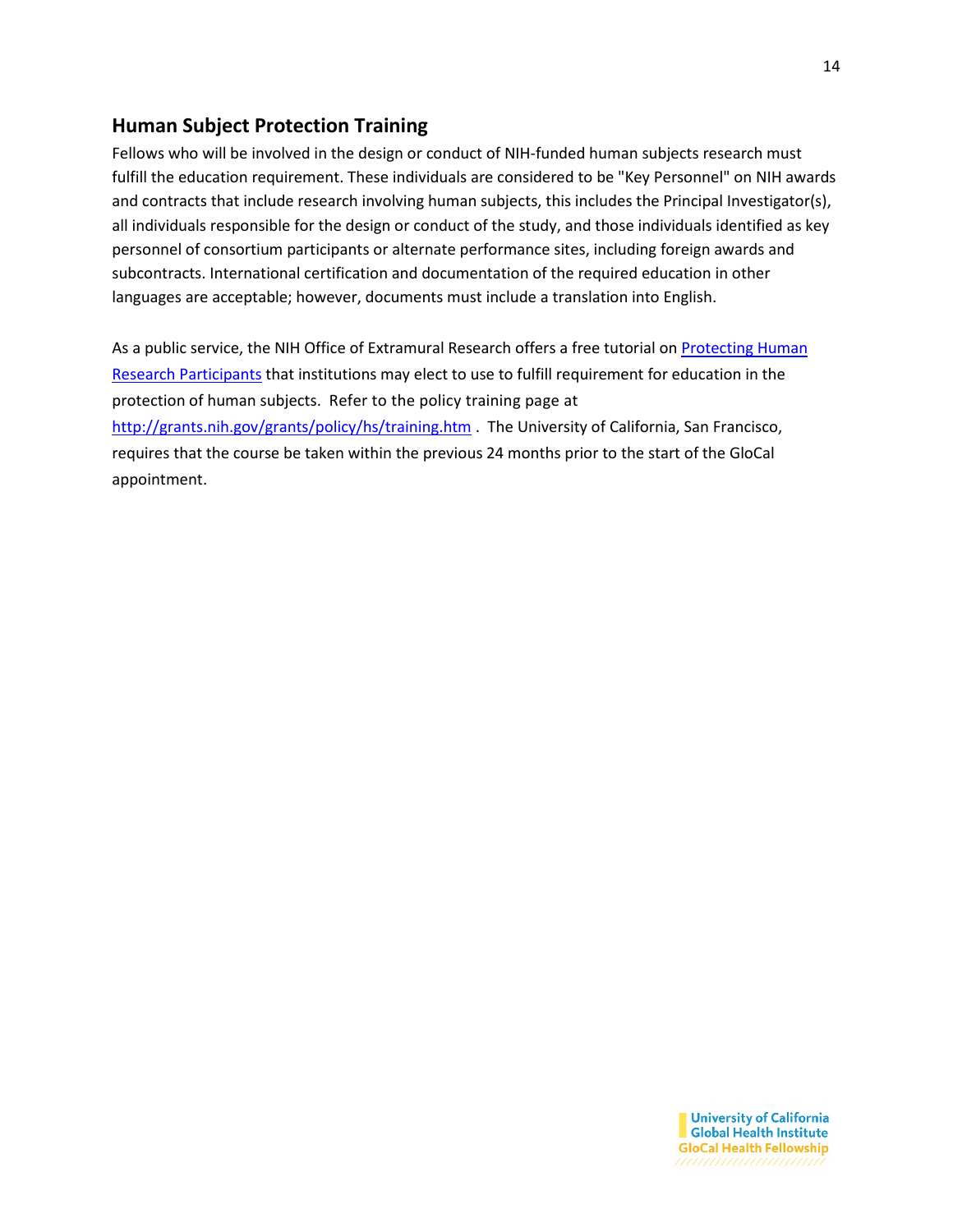## Human Subject Protection Training

Fellows who will be involved in the design or conduct of NIH-funded human subjects research must fulfill the education requirement. These individuals are considered to be "Key Personnel" on NIH awards and contracts that include research involving human subjects, this includes the Principal Investigator(s), all individuals responsible for the design or conduct of the study, and those individuals identified as key personnel of consortium participants or alternate performance sites, including foreign awards and subcontracts. International certification and documentation of the required education in other languages are acceptable; however, documents must include a translation into English.

As a public service, the NIH Office of Extramural Research offers a free tutorial on Protecting Human Research Participants that institutions may elect to use to fulfill requirement for education in the protection of human subjects. Refer to the policy training page at http://grants.nih.gov/grants/policy/hs/training.htm . The University of California, San Francisco, requires that the course be taken within the previous 24 months prior to the start of the GloCal appointment.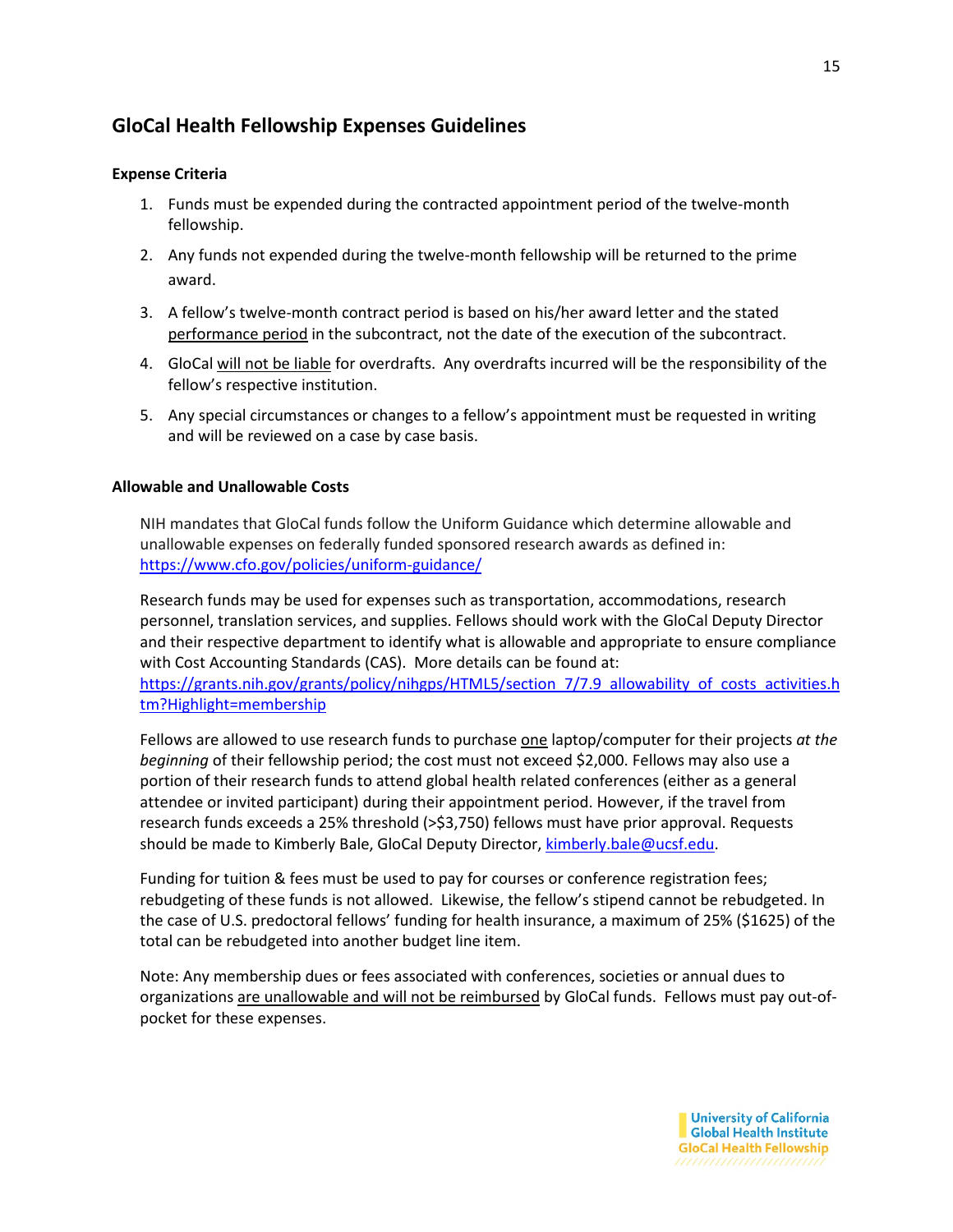## GloCal Health Fellowship Expenses Guidelines

### Expense Criteria

1. Funds must be expended during the contracted appointment period of the twelve-month fellowship.
2. Any funds not expended during the twelve-month fellowship will be returned to the prime award.
3. A fellow's twelve-month contract period is based on his/her award letter and the stated performance period in the subcontract, not the date of the execution of the subcontract.
4. GloCal will not be liable for overdrafts. Any overdrafts incurred will be the responsibility of the fellow's respective institution.
5. Any special circumstances or changes to a fellow's appointment must be requested in writing and will be reviewed on a case by case basis.

### Allowable and Unallowable Costs

NIH mandates that GloCal funds follow the Uniform Guidance which determine allowable and unallowable expenses on federally funded sponsored research awards as defined in: https://www.cfo.gov/policies/uniform-guidance/

Research funds may be used for expenses such as transportation, accommodations, research personnel, translation services, and supplies. Fellows should work with the GloCal Deputy Director and their respective department to identify what is allowable and appropriate to ensure compliance with Cost Accounting Standards (CAS). More details can be found at: https://grants.nih.gov/grants/policy/nihgps/HTML5/section_7/7.9_allowability_of_costs_activities.htm?Highlight=membership

Fellows are allowed to use research funds to purchase one laptop/computer for their projects *at the beginning* of their fellowship period; the cost must not exceed $2,000. Fellows may also use a portion of their research funds to attend global health related conferences (either as a general attendee or invited participant) during their appointment period. However, if the travel from research funds exceeds a 25% threshold (>$3,750) fellows must have prior approval. Requests should be made to Kimberly Bale, GloCal Deputy Director, kimberly.bale@ucsf.edu.

Funding for tuition & fees must be used to pay for courses or conference registration fees; rebudgeting of these funds is not allowed. Likewise, the fellow's stipend cannot be rebudgeted. In the case of U.S. predoctoral fellows' funding for health insurance, a maximum of 25% ($1625) of the total can be rebudgeted into another budget line item.

Note: Any membership dues or fees associated with conferences, societies or annual dues to organizations are unallowable and will not be reimbursed by GloCal funds. Fellows must pay out-of-pocket for these expenses.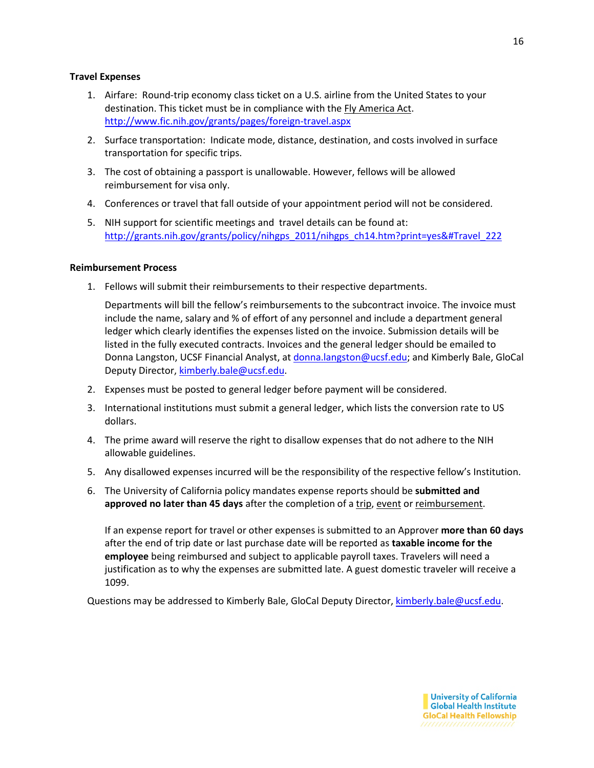**Travel Expenses**

1. Airfare: Round-trip economy class ticket on a U.S. airline from the United States to your destination. This ticket must be in compliance with the Fly America Act. http://www.fic.nih.gov/grants/pages/foreign-travel.aspx
2. Surface transportation: Indicate mode, distance, destination, and costs involved in surface transportation for specific trips.
3. The cost of obtaining a passport is unallowable. However, fellows will be allowed reimbursement for visa only.
4. Conferences or travel that fall outside of your appointment period will not be considered.
5. NIH support for scientific meetings and travel details can be found at: http://grants.nih.gov/grants/policy/nihgps_2011/nihgps_ch14.htm?print=yes&#Travel_222

**Reimbursement Process**

1. Fellows will submit their reimbursements to their respective departments.

   Departments will bill the fellow's reimbursements to the subcontract invoice. The invoice must include the name, salary and % of effort of any personnel and include a department general ledger which clearly identifies the expenses listed on the invoice. Submission details will be listed in the fully executed contracts. Invoices and the general ledger should be emailed to Donna Langston, UCSF Financial Analyst, at donna.langston@ucsf.edu; and Kimberly Bale, GloCal Deputy Director, kimberly.bale@ucsf.edu.
2. Expenses must be posted to general ledger before payment will be considered.
3. International institutions must submit a general ledger, which lists the conversion rate to US dollars.
4. The prime award will reserve the right to disallow expenses that do not adhere to the NIH allowable guidelines.
5. Any disallowed expenses incurred will be the responsibility of the respective fellow's Institution.
6. The University of California policy mandates expense reports should be **submitted and approved no later than 45 days** after the completion of a trip, event or reimbursement.

   If an expense report for travel or other expenses is submitted to an Approver **more than 60 days** after the end of trip date or last purchase date will be reported as **taxable income for the employee** being reimbursed and subject to applicable payroll taxes. Travelers will need a justification as to why the expenses are submitted late. A guest domestic traveler will receive a 1099.

Questions may be addressed to Kimberly Bale, GloCal Deputy Director, kimberly.bale@ucsf.edu.